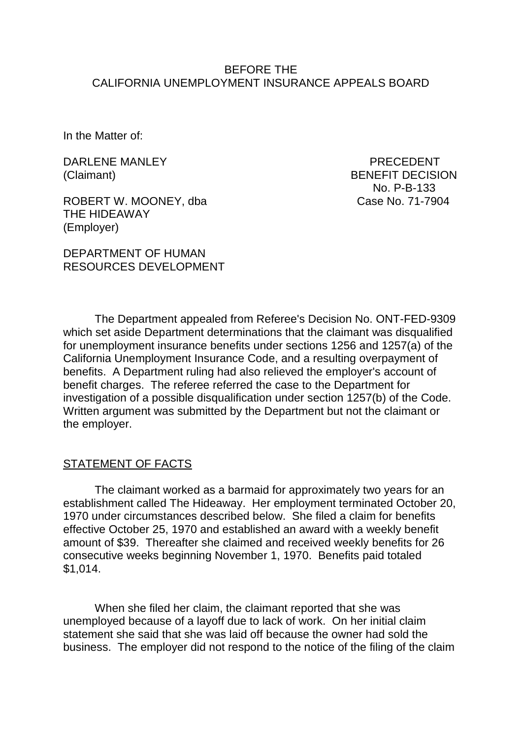BEFORE THE
CALIFORNIA UNEMPLOYMENT INSURANCE APPEALS BOARD

In the Matter of:

DARLENE MANLEY
(Claimant)

ROBERT W. MOONEY, dba
THE HIDEAWAY
(Employer)

DEPARTMENT OF HUMAN
RESOURCES DEVELOPMENT

PRECEDENT
BENEFIT DECISION
No. P-B-133
Case No. 71-7904

The Department appealed from Referee's Decision No. ONT-FED-9309 which set aside Department determinations that the claimant was disqualified for unemployment insurance benefits under sections 1256 and 1257(a) of the California Unemployment Insurance Code, and a resulting overpayment of benefits. A Department ruling had also relieved the employer's account of benefit charges. The referee referred the case to the Department for investigation of a possible disqualification under section 1257(b) of the Code. Written argument was submitted by the Department but not the claimant or the employer.

## STATEMENT OF FACTS

The claimant worked as a barmaid for approximately two years for an establishment called The Hideaway. Her employment terminated October 20, 1970 under circumstances described below. She filed a claim for benefits effective October 25, 1970 and established an award with a weekly benefit amount of $39. Thereafter she claimed and received weekly benefits for 26 consecutive weeks beginning November 1, 1970. Benefits paid totaled $1,014.

When she filed her claim, the claimant reported that she was unemployed because of a layoff due to lack of work. On her initial claim statement she said that she was laid off because the owner had sold the business. The employer did not respond to the notice of the filing of the claim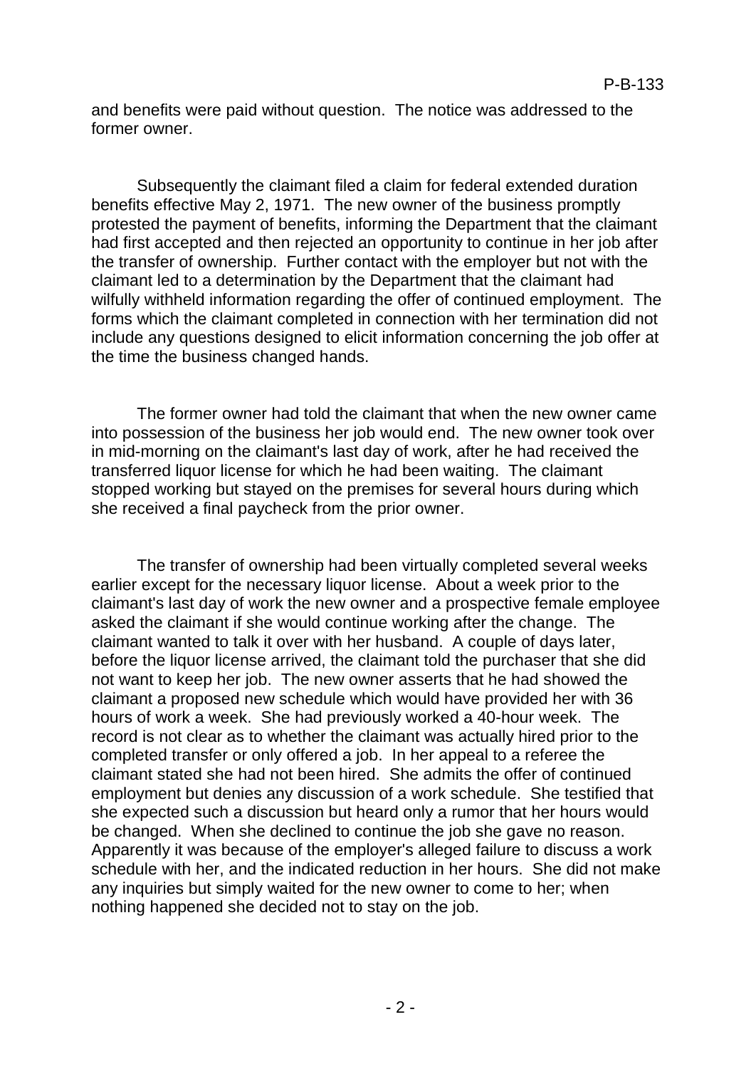and benefits were paid without question. The notice was addressed to the former owner.

Subsequently the claimant filed a claim for federal extended duration benefits effective May 2, 1971. The new owner of the business promptly protested the payment of benefits, informing the Department that the claimant had first accepted and then rejected an opportunity to continue in her job after the transfer of ownership. Further contact with the employer but not with the claimant led to a determination by the Department that the claimant had wilfully withheld information regarding the offer of continued employment. The forms which the claimant completed in connection with her termination did not include any questions designed to elicit information concerning the job offer at the time the business changed hands.

The former owner had told the claimant that when the new owner came into possession of the business her job would end. The new owner took over in mid-morning on the claimant's last day of work, after he had received the transferred liquor license for which he had been waiting. The claimant stopped working but stayed on the premises for several hours during which she received a final paycheck from the prior owner.

The transfer of ownership had been virtually completed several weeks earlier except for the necessary liquor license. About a week prior to the claimant's last day of work the new owner and a prospective female employee asked the claimant if she would continue working after the change. The claimant wanted to talk it over with her husband. A couple of days later, before the liquor license arrived, the claimant told the purchaser that she did not want to keep her job. The new owner asserts that he had showed the claimant a proposed new schedule which would have provided her with 36 hours of work a week. She had previously worked a 40-hour week. The record is not clear as to whether the claimant was actually hired prior to the completed transfer or only offered a job. In her appeal to a referee the claimant stated she had not been hired. She admits the offer of continued employment but denies any discussion of a work schedule. She testified that she expected such a discussion but heard only a rumor that her hours would be changed. When she declined to continue the job she gave no reason. Apparently it was because of the employer's alleged failure to discuss a work schedule with her, and the indicated reduction in her hours. She did not make any inquiries but simply waited for the new owner to come to her; when nothing happened she decided not to stay on the job.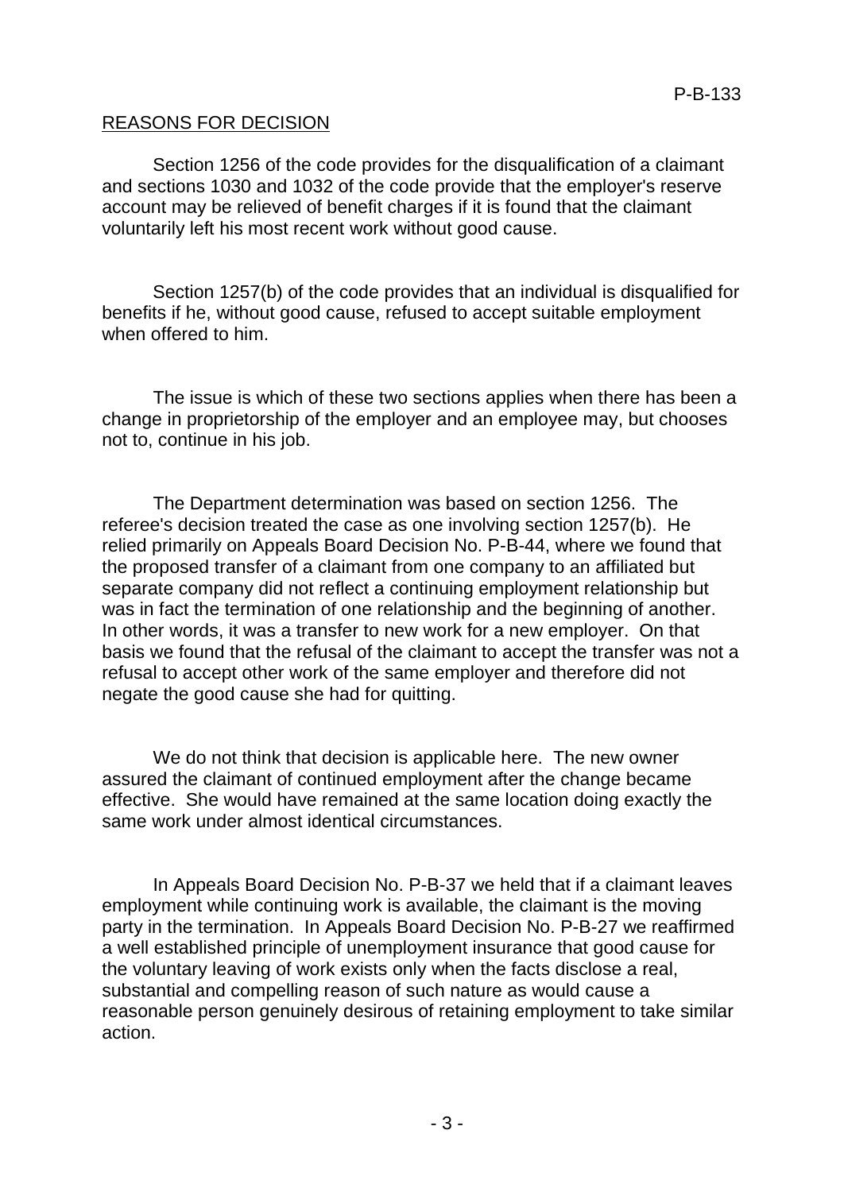## REASONS FOR DECISION

Section 1256 of the code provides for the disqualification of a claimant and sections 1030 and 1032 of the code provide that the employer's reserve account may be relieved of benefit charges if it is found that the claimant voluntarily left his most recent work without good cause.

Section 1257(b) of the code provides that an individual is disqualified for benefits if he, without good cause, refused to accept suitable employment when offered to him.

The issue is which of these two sections applies when there has been a change in proprietorship of the employer and an employee may, but chooses not to, continue in his job.

The Department determination was based on section 1256. The referee's decision treated the case as one involving section 1257(b). He relied primarily on Appeals Board Decision No. P-B-44, where we found that the proposed transfer of a claimant from one company to an affiliated but separate company did not reflect a continuing employment relationship but was in fact the termination of one relationship and the beginning of another. In other words, it was a transfer to new work for a new employer. On that basis we found that the refusal of the claimant to accept the transfer was not a refusal to accept other work of the same employer and therefore did not negate the good cause she had for quitting.

We do not think that decision is applicable here. The new owner assured the claimant of continued employment after the change became effective. She would have remained at the same location doing exactly the same work under almost identical circumstances.

In Appeals Board Decision No. P-B-37 we held that if a claimant leaves employment while continuing work is available, the claimant is the moving party in the termination. In Appeals Board Decision No. P-B-27 we reaffirmed a well established principle of unemployment insurance that good cause for the voluntary leaving of work exists only when the facts disclose a real, substantial and compelling reason of such nature as would cause a reasonable person genuinely desirous of retaining employment to take similar action.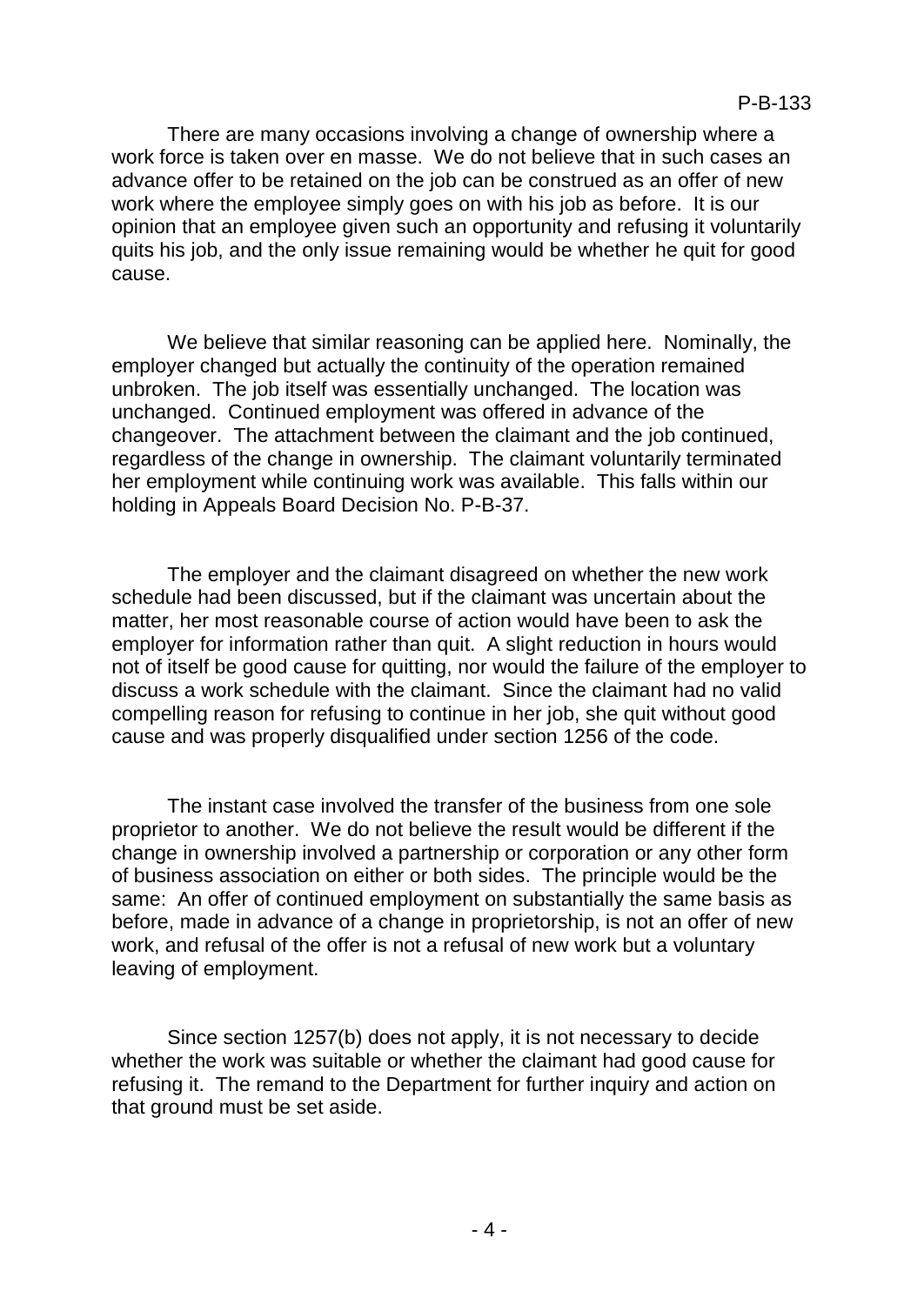There are many occasions involving a change of ownership where a work force is taken over en masse. We do not believe that in such cases an advance offer to be retained on the job can be construed as an offer of new work where the employee simply goes on with his job as before. It is our opinion that an employee given such an opportunity and refusing it voluntarily quits his job, and the only issue remaining would be whether he quit for good cause.

We believe that similar reasoning can be applied here. Nominally, the employer changed but actually the continuity of the operation remained unbroken. The job itself was essentially unchanged. The location was unchanged. Continued employment was offered in advance of the changeover. The attachment between the claimant and the job continued, regardless of the change in ownership. The claimant voluntarily terminated her employment while continuing work was available. This falls within our holding in Appeals Board Decision No. P-B-37.

The employer and the claimant disagreed on whether the new work schedule had been discussed, but if the claimant was uncertain about the matter, her most reasonable course of action would have been to ask the employer for information rather than quit. A slight reduction in hours would not of itself be good cause for quitting, nor would the failure of the employer to discuss a work schedule with the claimant. Since the claimant had no valid compelling reason for refusing to continue in her job, she quit without good cause and was properly disqualified under section 1256 of the code.

The instant case involved the transfer of the business from one sole proprietor to another. We do not believe the result would be different if the change in ownership involved a partnership or corporation or any other form of business association on either or both sides. The principle would be the same: An offer of continued employment on substantially the same basis as before, made in advance of a change in proprietorship, is not an offer of new work, and refusal of the offer is not a refusal of new work but a voluntary leaving of employment.

Since section 1257(b) does not apply, it is not necessary to decide whether the work was suitable or whether the claimant had good cause for refusing it. The remand to the Department for further inquiry and action on that ground must be set aside.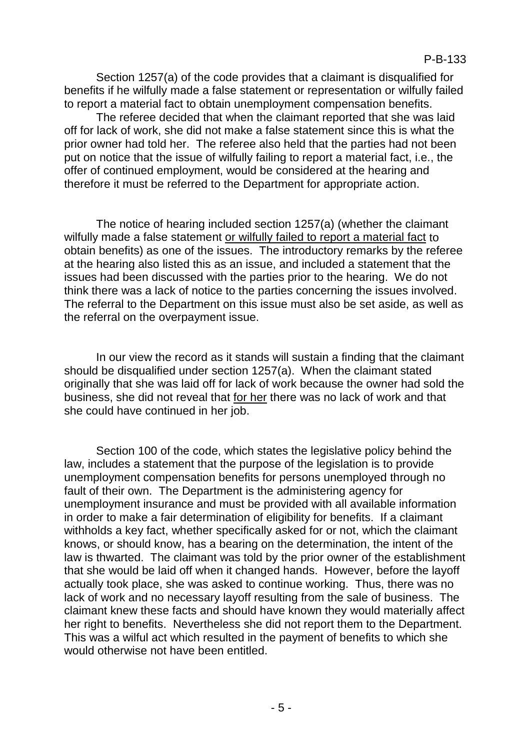Section 1257(a) of the code provides that a claimant is disqualified for benefits if he wilfully made a false statement or representation or wilfully failed to report a material fact to obtain unemployment compensation benefits.

The referee decided that when the claimant reported that she was laid off for lack of work, she did not make a false statement since this is what the prior owner had told her. The referee also held that the parties had not been put on notice that the issue of wilfully failing to report a material fact, i.e., the offer of continued employment, would be considered at the hearing and therefore it must be referred to the Department for appropriate action.

The notice of hearing included section 1257(a) (whether the claimant wilfully made a false statement <u>or wilfully failed to report a material fact</u> to obtain benefits) as one of the issues. The introductory remarks by the referee at the hearing also listed this as an issue, and included a statement that the issues had been discussed with the parties prior to the hearing. We do not think there was a lack of notice to the parties concerning the issues involved. The referral to the Department on this issue must also be set aside, as well as the referral on the overpayment issue.

In our view the record as it stands will sustain a finding that the claimant should be disqualified under section 1257(a). When the claimant stated originally that she was laid off for lack of work because the owner had sold the business, she did not reveal that <u>for her</u> there was no lack of work and that she could have continued in her job.

Section 100 of the code, which states the legislative policy behind the law, includes a statement that the purpose of the legislation is to provide unemployment compensation benefits for persons unemployed through no fault of their own. The Department is the administering agency for unemployment insurance and must be provided with all available information in order to make a fair determination of eligibility for benefits. If a claimant withholds a key fact, whether specifically asked for or not, which the claimant knows, or should know, has a bearing on the determination, the intent of the law is thwarted. The claimant was told by the prior owner of the establishment that she would be laid off when it changed hands. However, before the layoff actually took place, she was asked to continue working. Thus, there was no lack of work and no necessary layoff resulting from the sale of business. The claimant knew these facts and should have known they would materially affect her right to benefits. Nevertheless she did not report them to the Department. This was a wilful act which resulted in the payment of benefits to which she would otherwise not have been entitled.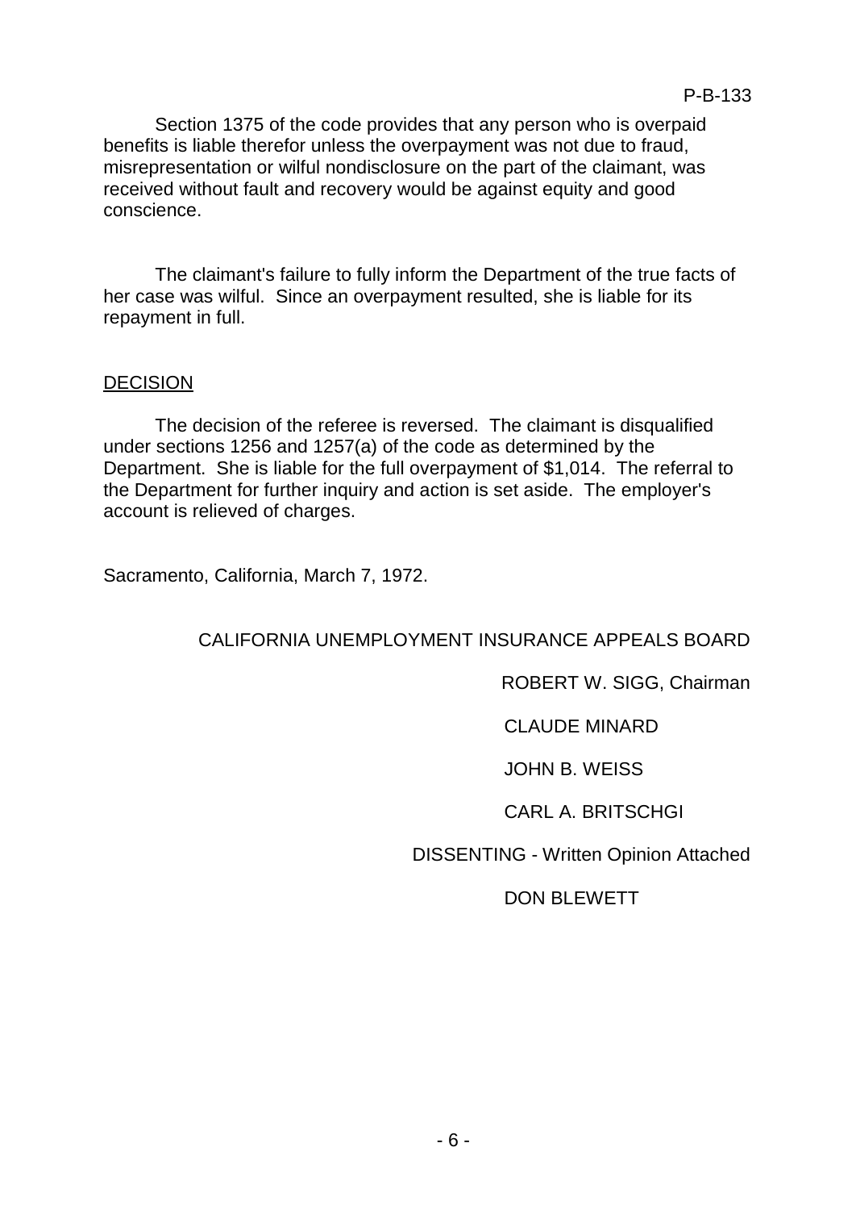Section 1375 of the code provides that any person who is overpaid benefits is liable therefor unless the overpayment was not due to fraud, misrepresentation or wilful nondisclosure on the part of the claimant, was received without fault and recovery would be against equity and good conscience.

The claimant's failure to fully inform the Department of the true facts of her case was wilful. Since an overpayment resulted, she is liable for its repayment in full.

## DECISION

The decision of the referee is reversed. The claimant is disqualified under sections 1256 and 1257(a) of the code as determined by the Department. She is liable for the full overpayment of $1,014. The referral to the Department for further inquiry and action is set aside. The employer's account is relieved of charges.

Sacramento, California, March 7, 1972.

CALIFORNIA UNEMPLOYMENT INSURANCE APPEALS BOARD

ROBERT W. SIGG, Chairman

CLAUDE MINARD

JOHN B. WEISS

CARL A. BRITSCHGI

DISSENTING - Written Opinion Attached

DON BLEWETT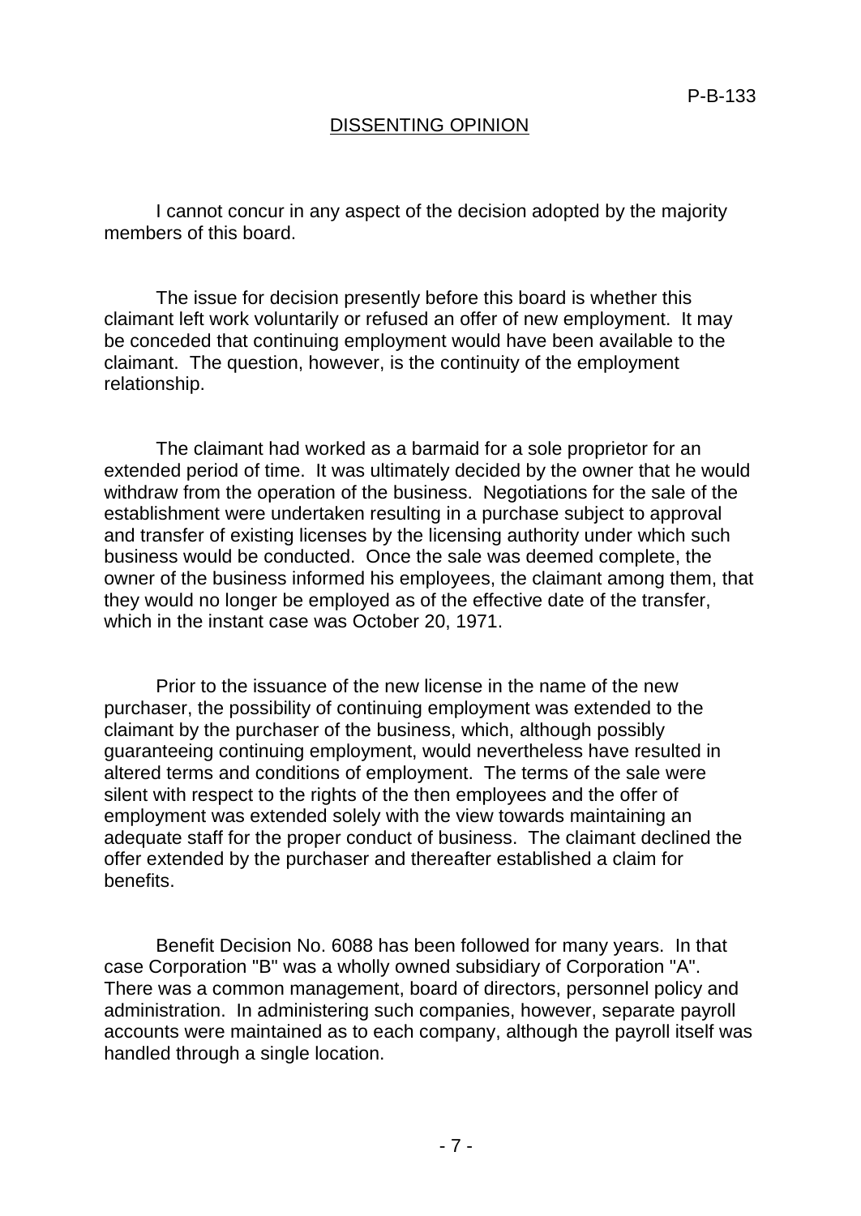## DISSENTING OPINION

I cannot concur in any aspect of the decision adopted by the majority members of this board.

The issue for decision presently before this board is whether this claimant left work voluntarily or refused an offer of new employment. It may be conceded that continuing employment would have been available to the claimant. The question, however, is the continuity of the employment relationship.

The claimant had worked as a barmaid for a sole proprietor for an extended period of time. It was ultimately decided by the owner that he would withdraw from the operation of the business. Negotiations for the sale of the establishment were undertaken resulting in a purchase subject to approval and transfer of existing licenses by the licensing authority under which such business would be conducted. Once the sale was deemed complete, the owner of the business informed his employees, the claimant among them, that they would no longer be employed as of the effective date of the transfer, which in the instant case was October 20, 1971.

Prior to the issuance of the new license in the name of the new purchaser, the possibility of continuing employment was extended to the claimant by the purchaser of the business, which, although possibly guaranteeing continuing employment, would nevertheless have resulted in altered terms and conditions of employment. The terms of the sale were silent with respect to the rights of the then employees and the offer of employment was extended solely with the view towards maintaining an adequate staff for the proper conduct of business. The claimant declined the offer extended by the purchaser and thereafter established a claim for benefits.

Benefit Decision No. 6088 has been followed for many years. In that case Corporation "B" was a wholly owned subsidiary of Corporation "A". There was a common management, board of directors, personnel policy and administration. In administering such companies, however, separate payroll accounts were maintained as to each company, although the payroll itself was handled through a single location.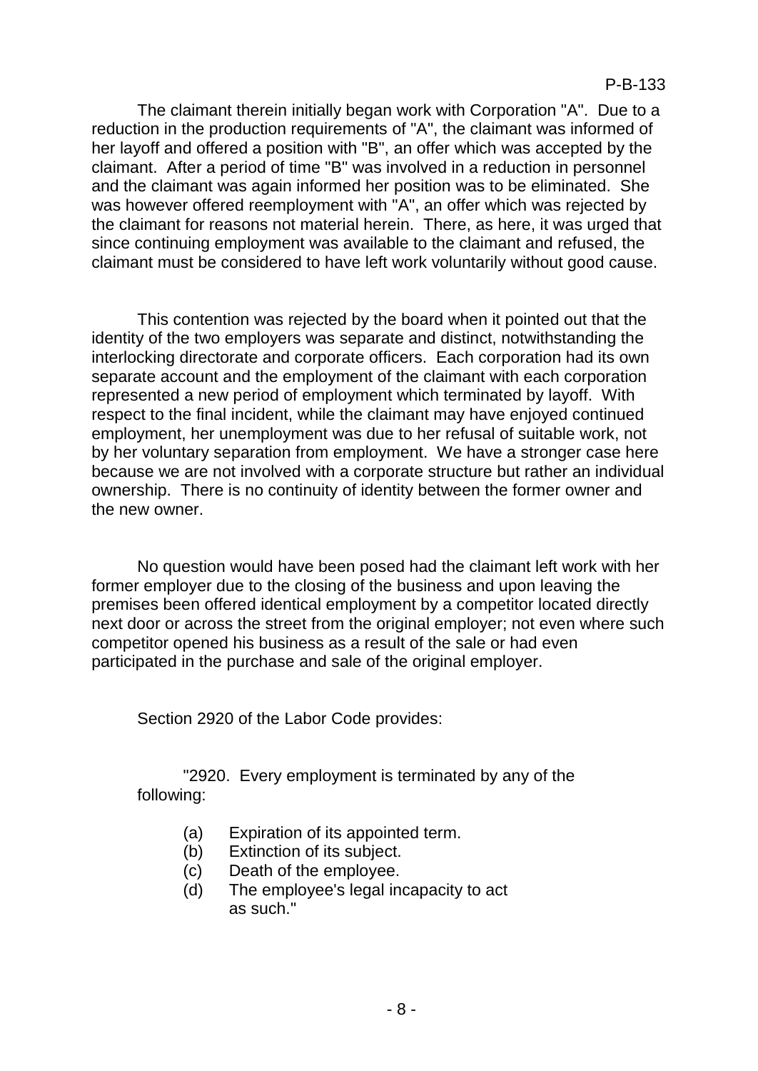The claimant therein initially began work with Corporation "A". Due to a reduction in the production requirements of "A", the claimant was informed of her layoff and offered a position with "B", an offer which was accepted by the claimant. After a period of time "B" was involved in a reduction in personnel and the claimant was again informed her position was to be eliminated. She was however offered reemployment with "A", an offer which was rejected by the claimant for reasons not material herein. There, as here, it was urged that since continuing employment was available to the claimant and refused, the claimant must be considered to have left work voluntarily without good cause.

This contention was rejected by the board when it pointed out that the identity of the two employers was separate and distinct, notwithstanding the interlocking directorate and corporate officers. Each corporation had its own separate account and the employment of the claimant with each corporation represented a new period of employment which terminated by layoff. With respect to the final incident, while the claimant may have enjoyed continued employment, her unemployment was due to her refusal of suitable work, not by her voluntary separation from employment. We have a stronger case here because we are not involved with a corporate structure but rather an individual ownership. There is no continuity of identity between the former owner and the new owner.

No question would have been posed had the claimant left work with her former employer due to the closing of the business and upon leaving the premises been offered identical employment by a competitor located directly next door or across the street from the original employer; not even where such competitor opened his business as a result of the sale or had even participated in the purchase and sale of the original employer.

Section 2920 of the Labor Code provides:

> "2920. Every employment is terminated by any of the following:
>
> (a) Expiration of its appointed term.
> (b) Extinction of its subject.
> (c) Death of the employee.
> (d) The employee's legal incapacity to act as such."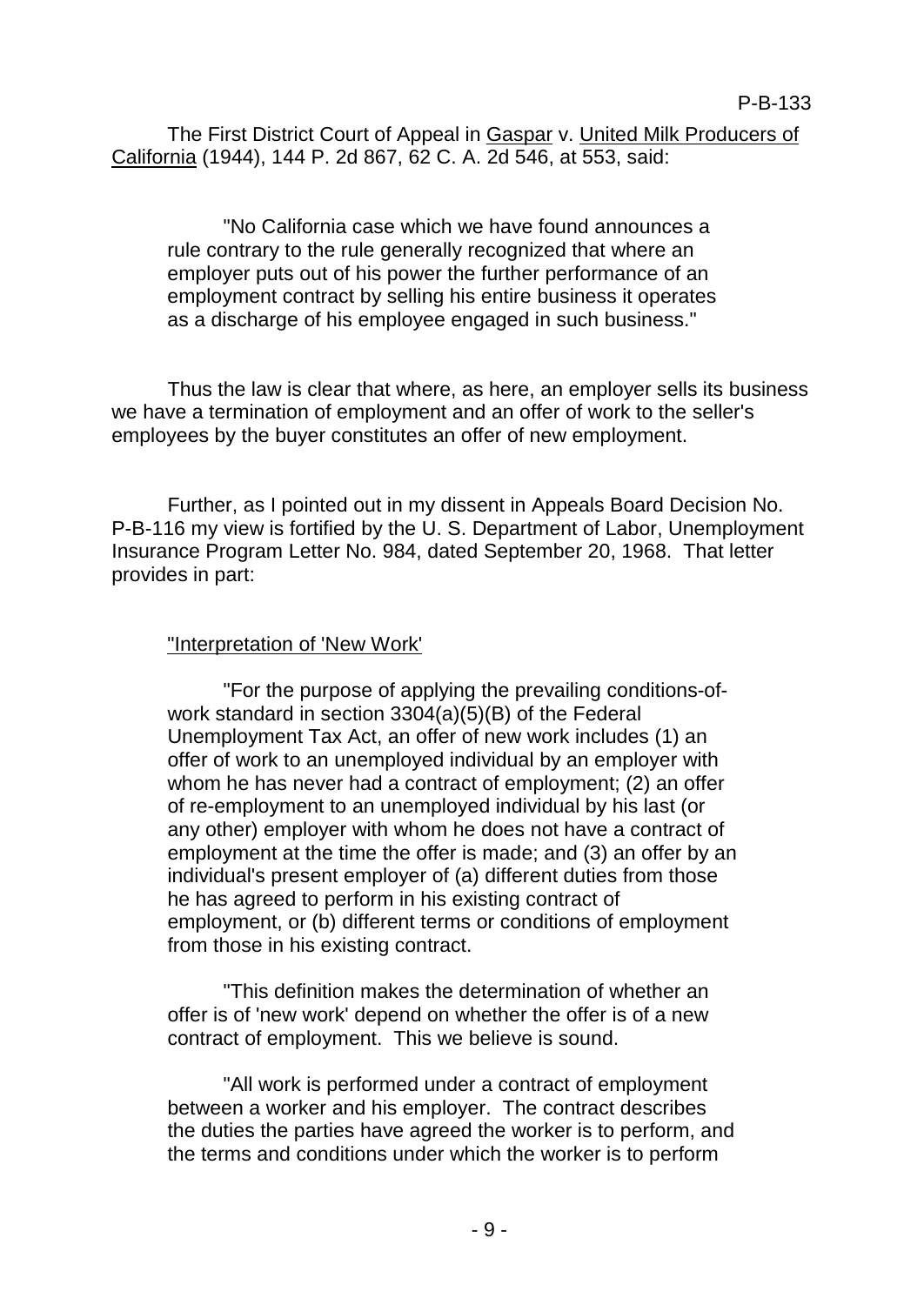The First District Court of Appeal in <u>Gaspar</u> v. <u>United Milk Producers of California</u> (1944), 144 P. 2d 867, 62 C. A. 2d 546, at 553, said:

> "No California case which we have found announces a rule contrary to the rule generally recognized that where an employer puts out of his power the further performance of an employment contract by selling his entire business it operates as a discharge of his employee engaged in such business."

Thus the law is clear that where, as here, an employer sells its business we have a termination of employment and an offer of work to the seller's employees by the buyer constitutes an offer of new employment.

Further, as I pointed out in my dissent in Appeals Board Decision No. P-B-116 my view is fortified by the U. S. Department of Labor, Unemployment Insurance Program Letter No. 984, dated September 20, 1968. That letter provides in part:

> <u>"Interpretation of 'New Work'</u>
>
> "For the purpose of applying the prevailing conditions-of-work standard in section 3304(a)(5)(B) of the Federal Unemployment Tax Act, an offer of new work includes (1) an offer of work to an unemployed individual by an employer with whom he has never had a contract of employment; (2) an offer of re-employment to an unemployed individual by his last (or any other) employer with whom he does not have a contract of employment at the time the offer is made; and (3) an offer by an individual's present employer of (a) different duties from those he has agreed to perform in his existing contract of employment, or (b) different terms or conditions of employment from those in his existing contract.
>
> "This definition makes the determination of whether an offer is of 'new work' depend on whether the offer is of a new contract of employment. This we believe is sound.
>
> "All work is performed under a contract of employment between a worker and his employer. The contract describes the duties the parties have agreed the worker is to perform, and the terms and conditions under which the worker is to perform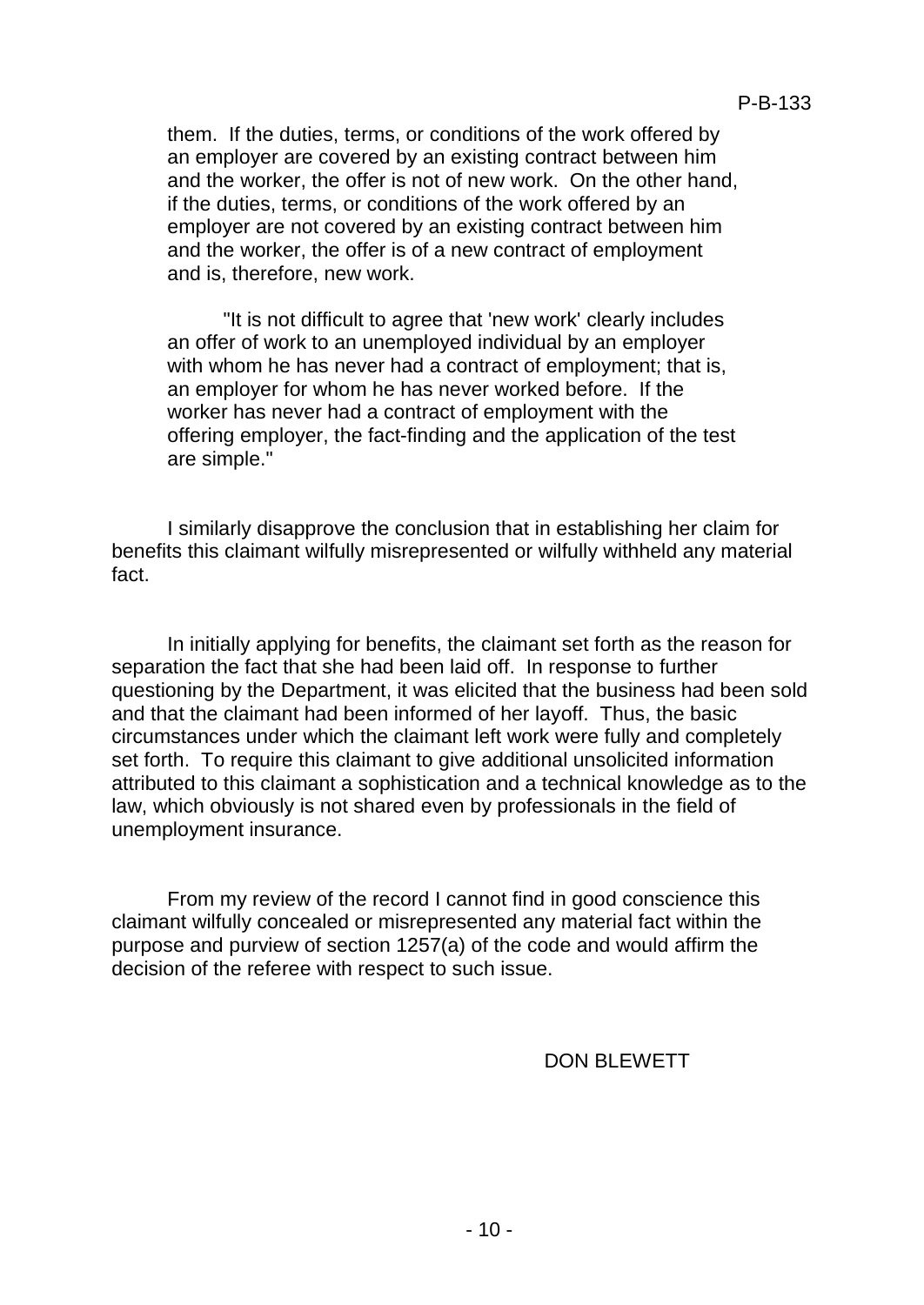them. If the duties, terms, or conditions of the work offered by an employer are covered by an existing contract between him and the worker, the offer is not of new work. On the other hand, if the duties, terms, or conditions of the work offered by an employer are not covered by an existing contract between him and the worker, the offer is of a new contract of employment and is, therefore, new work.

"It is not difficult to agree that 'new work' clearly includes an offer of work to an unemployed individual by an employer with whom he has never had a contract of employment; that is, an employer for whom he has never worked before. If the worker has never had a contract of employment with the offering employer, the fact-finding and the application of the test are simple."

I similarly disapprove the conclusion that in establishing her claim for benefits this claimant wilfully misrepresented or wilfully withheld any material fact.

In initially applying for benefits, the claimant set forth as the reason for separation the fact that she had been laid off. In response to further questioning by the Department, it was elicited that the business had been sold and that the claimant had been informed of her layoff. Thus, the basic circumstances under which the claimant left work were fully and completely set forth. To require this claimant to give additional unsolicited information attributed to this claimant a sophistication and a technical knowledge as to the law, which obviously is not shared even by professionals in the field of unemployment insurance.

From my review of the record I cannot find in good conscience this claimant wilfully concealed or misrepresented any material fact within the purpose and purview of section 1257(a) of the code and would affirm the decision of the referee with respect to such issue.

DON BLEWETT